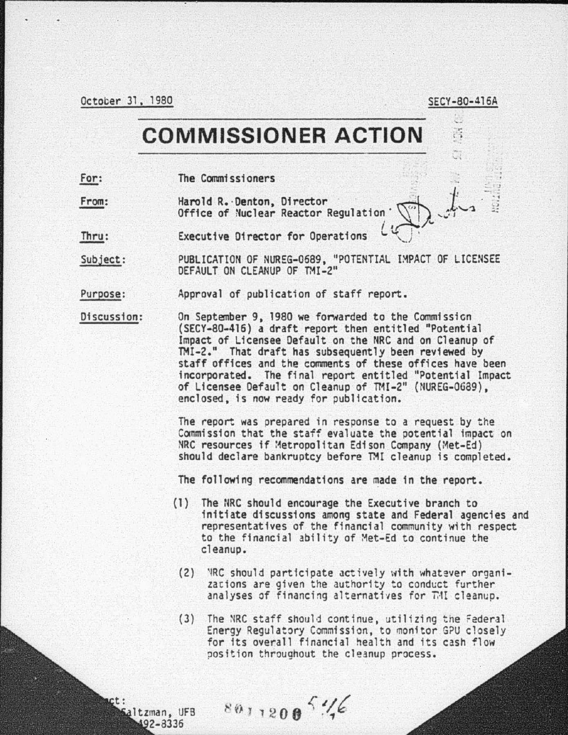October 31, 1980

SECY-80-416A

# COMMISSIONER ACTION

For: The Commissioners

From: Harold R. Denton, Director
Office of Nuclear Reactor Regulation

Thru: Executive Director for Operations

Subject: PUBLICATION OF NUREG-0689, "POTENTIAL IMPACT OF LICENSEE DEFAULT ON CLEANUP OF TMI-2"

Purpose: Approval of publication of staff report.

Discussion: On September 9, 1980 we forwarded to the Commission (SECY-80-416) a draft report then entitled "Potential Impact of Licensee Default on the NRC and on Cleanup of TMI-2." That draft has subsequently been reviewed by staff offices and the comments of these offices have been incorporated. The final report entitled "Potential Impact of Licensee Default on Cleanup of TMI-2" (NUREG-0689), enclosed, is now ready for publication.

The report was prepared in response to a request by the Commission that the staff evaluate the potential impact on NRC resources if Metropolitan Edison Company (Met-Ed) should declare bankruptcy before TMI cleanup is completed.

The following recommendations are made in the report.

(1) The NRC should encourage the Executive branch to initiate discussions among state and Federal agencies and representatives of the financial community with respect to the financial ability of Met-Ed to continue the cleanup.

(2) NRC should participate actively with whatever organizations are given the authority to conduct further analyses of financing alternatives for TMI cleanup.

(3) The NRC staff should continue, utilizing the Federal Energy Regulatory Commission, to monitor GPU closely for its overall financial health and its cash flow position throughout the cleanup process.

Contact:
Saltzman, UFB
492-8336

8011200 546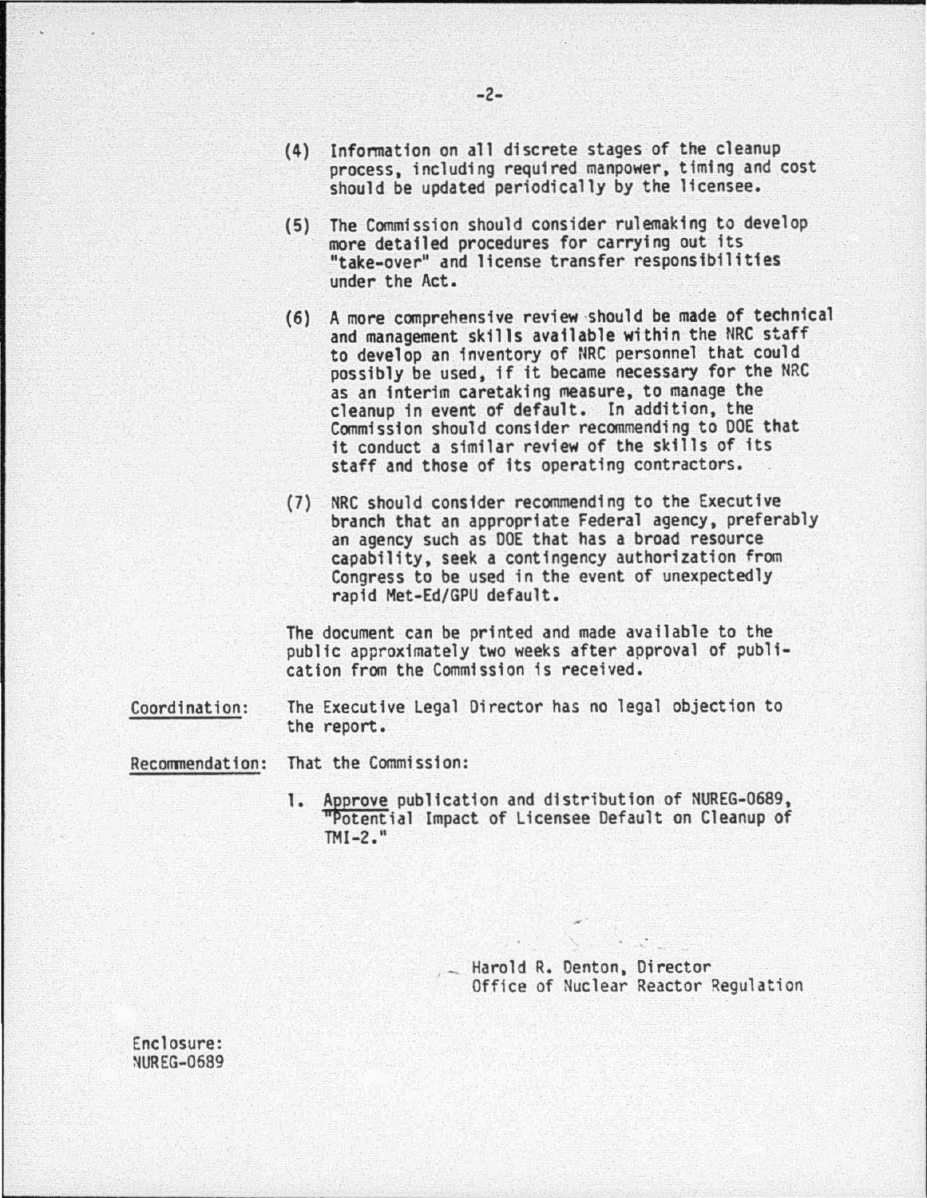(4) Information on all discrete stages of the cleanup process, including required manpower, timing and cost should be updated periodically by the licensee.

(5) The Commission should consider rulemaking to develop more detailed procedures for carrying out its "take-over" and license transfer responsibilities under the Act.

(6) A more comprehensive review should be made of technical and management skills available within the NRC staff to develop an inventory of NRC personnel that could possibly be used, if it became necessary for the NRC as an interim caretaking measure, to manage the cleanup in event of default. In addition, the Commission should consider recommending to DOE that it conduct a similar review of the skills of its staff and those of its operating contractors.

(7) NRC should consider recommending to the Executive branch that an appropriate Federal agency, preferably an agency such as DOE that has a broad resource capability, seek a contingency authorization from Congress to be used in the event of unexpectedly rapid Met-Ed/GPU default.

The document can be printed and made available to the public approximately two weeks after approval of publication from the Commission is received.

Coordination: The Executive Legal Director has no legal objection to the report.

Recommendation: That the Commission:

1. Approve publication and distribution of NUREG-0689, "Potential Impact of Licensee Default on Cleanup of TMI-2."

Harold R. Denton, Director
Office of Nuclear Reactor Regulation

Enclosure:
NUREG-0689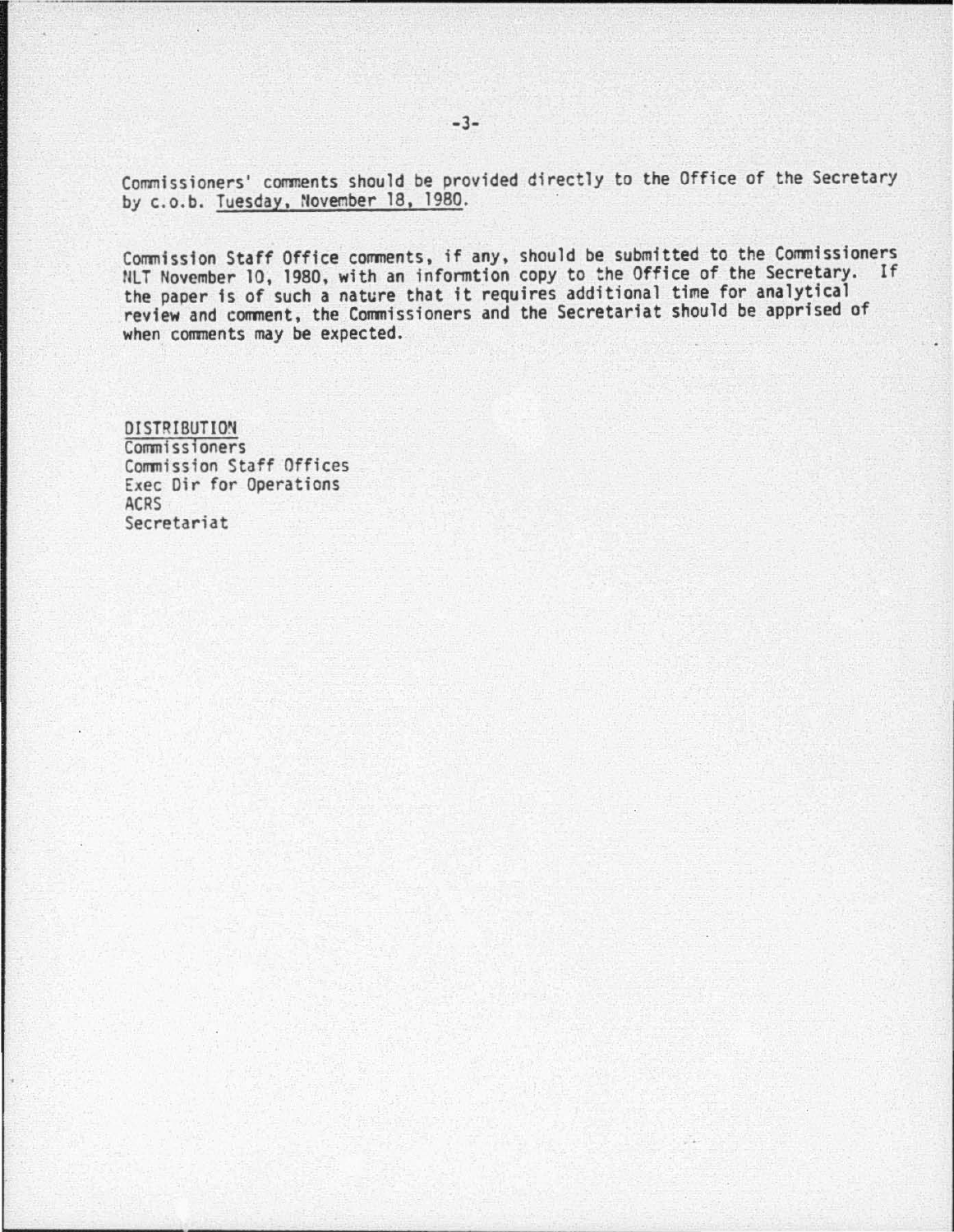Commissioners' comments should be provided directly to the Office of the Secretary by c.o.b. Tuesday, November 18, 1980.

Commission Staff Office comments, if any, should be submitted to the Commissioners NLT November 10, 1980, with an informtion copy to the Office of the Secretary. If the paper is of such a nature that it requires additional time for analytical review and comment, the Commissioners and the Secretariat should be apprised of when comments may be expected.

DISTRIBUTION
Commissioners
Commission Staff Offices
Exec Dir for Operations
ACRS
Secretariat